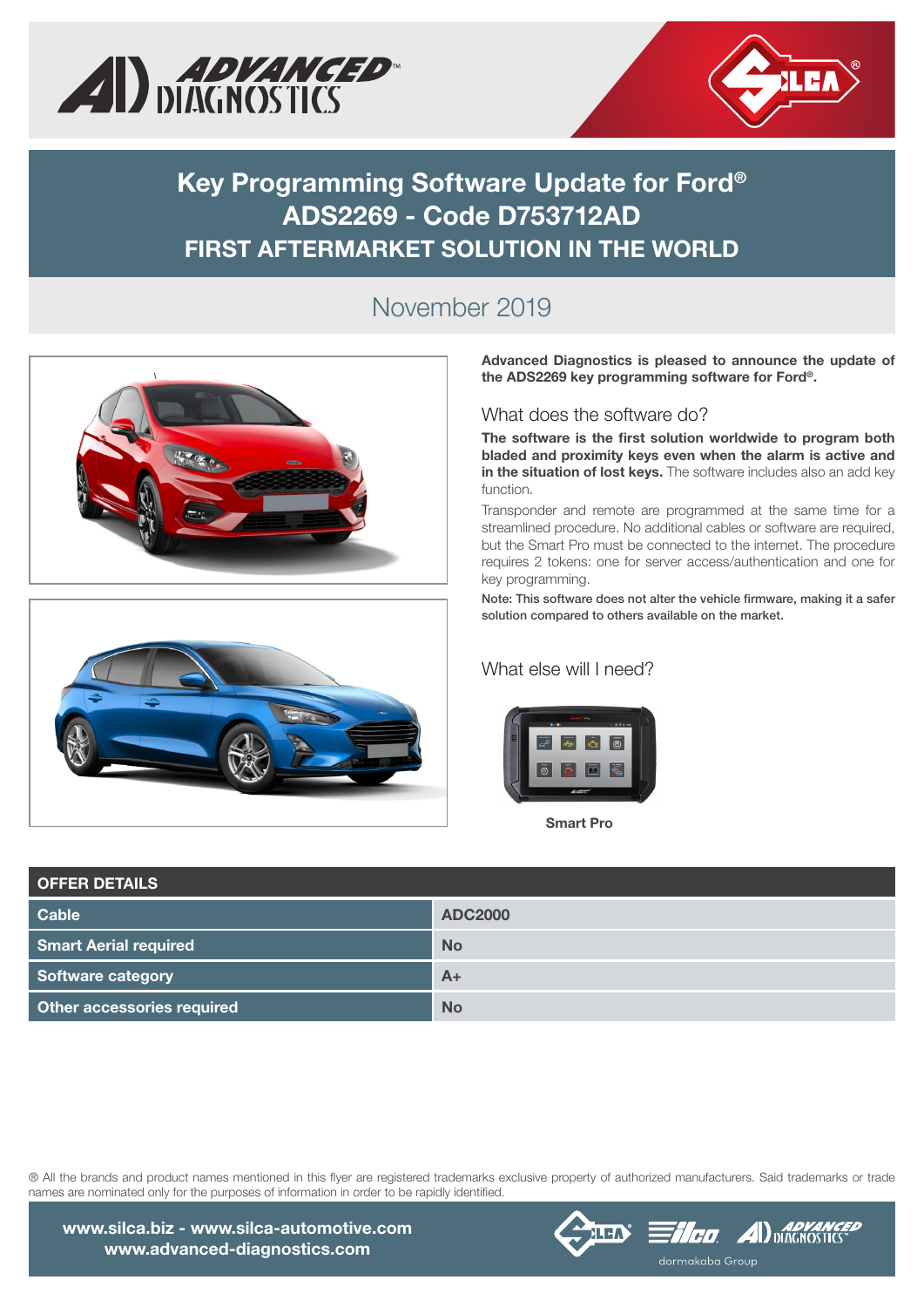# Key Programming Software Update for Ford®
# ADS2269 - Code D753712AD
## FIRST AFTERMARKET SOLUTION IN THE WORLD

November 2019

**Advanced Diagnostics is pleased to announce the update of the ADS2269 key programming software for Ford®.**

### What does the software do?

**The software is the first solution worldwide to program both bladed and proximity keys even when the alarm is active and in the situation of lost keys.** The software includes also an add key function.

Transponder and remote are programmed at the same time for a streamlined procedure. No additional cables or software are required, but the Smart Pro must be connected to the internet. The procedure requires 2 tokens: one for server access/authentication and one for key programming.

**Note: This software does not alter the vehicle firmware, making it a safer solution compared to others available on the market.**

### What else will I need?

**Smart Pro**

| OFFER DETAILS | |
|---|---|
| **Cable** | **ADC2000** |
| **Smart Aerial required** | **No** |
| **Software category** | **A+** |
| **Other accessories required** | **No** |

® All the brands and product names mentioned in this flyer are registered trademarks exclusive property of authorized manufacturers. Said trademarks or trade names are nominated only for the purposes of information in order to be rapidly identified.

**www.silca.biz - www.silca-automotive.com**
**www.advanced-diagnostics.com**

dormakaba Group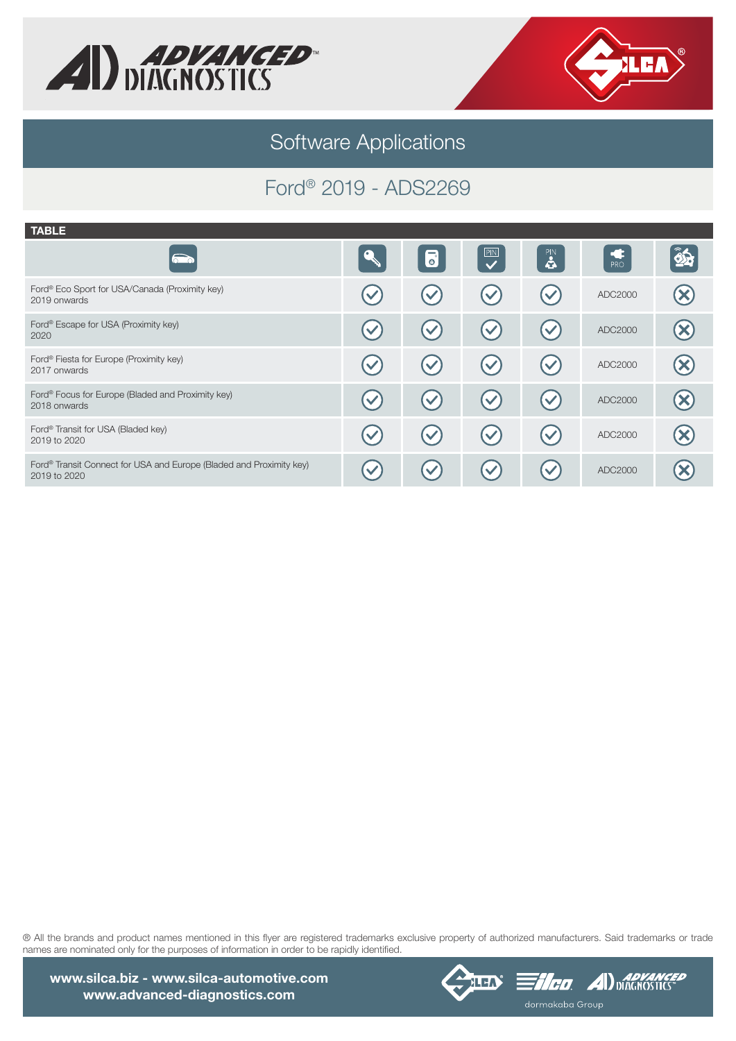# Software Applications

## Ford® 2019 - ADS2269

**TABLE**

| | | | | | | |
|---|---|---|---|---|---|---|
| Ford® Eco Sport for USA/Canada (Proximity key) 2019 onwards | ✓ | ✓ | ✓ | ✓ | ADC2000 | ✗ |
| Ford® Escape for USA (Proximity key) 2020 | ✓ | ✓ | ✓ | ✓ | ADC2000 | ✗ |
| Ford® Fiesta for Europe (Proximity key) 2017 onwards | ✓ | ✓ | ✓ | ✓ | ADC2000 | ✗ |
| Ford® Focus for Europe (Bladed and Proximity key) 2018 onwards | ✓ | ✓ | ✓ | ✓ | ADC2000 | ✗ |
| Ford® Transit for USA (Bladed key) 2019 to 2020 | ✓ | ✓ | ✓ | ✓ | ADC2000 | ✗ |
| Ford® Transit Connect for USA and Europe (Bladed and Proximity key) 2019 to 2020 | ✓ | ✓ | ✓ | ✓ | ADC2000 | ✗ |

® All the brands and product names mentioned in this flyer are registered trademarks exclusive property of authorized manufacturers. Said trademarks or trade names are nominated only for the purposes of information in order to be rapidly identified.

**www.silca.biz - www.silca-automotive.com**
**www.advanced-diagnostics.com**

dormakaba Group